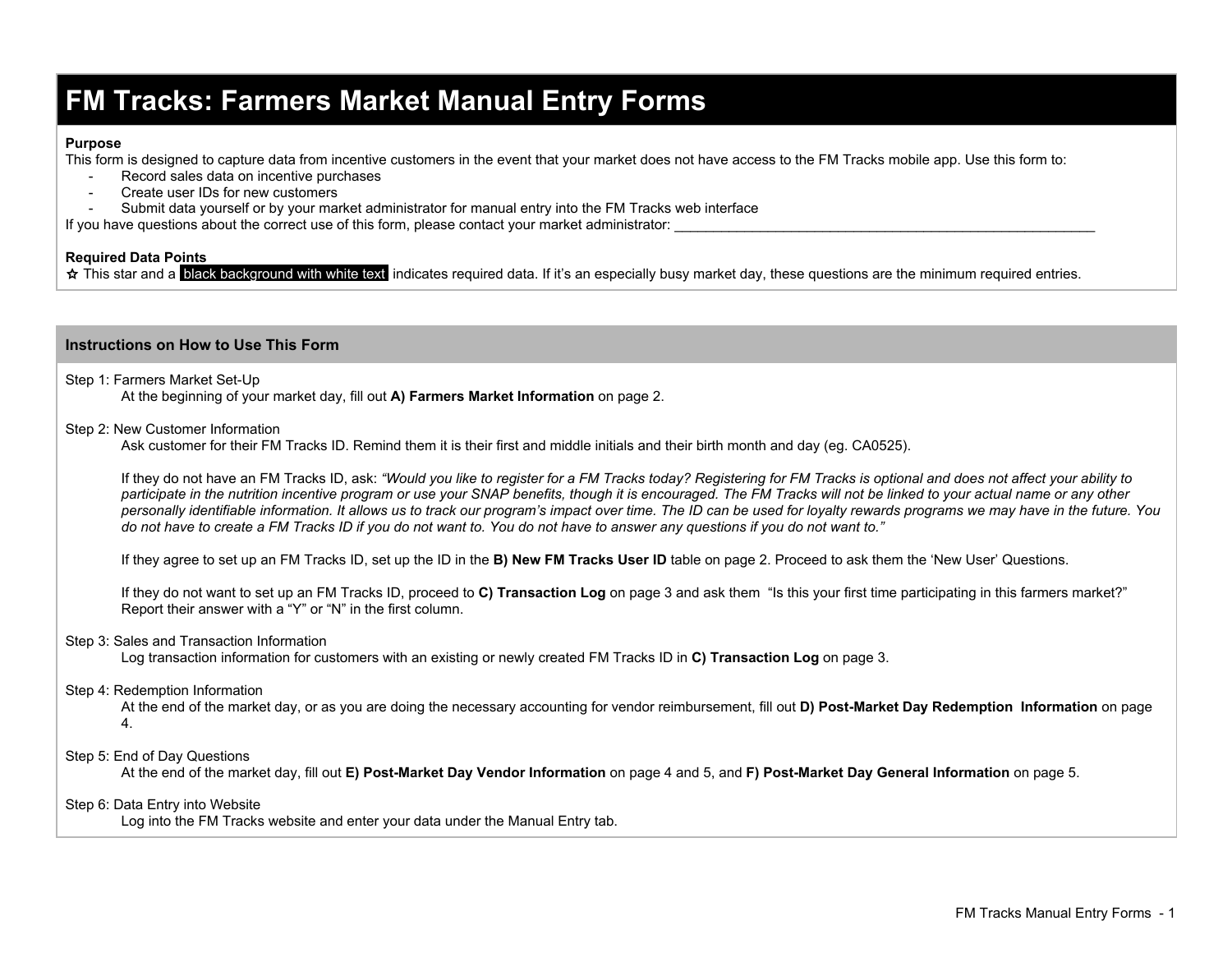# FM Tracks: Farmers Market Manual Entry Forms

**Purpose**

This form is designed to capture data from incentive customers in the event that your market does not have access to the FM Tracks mobile app. Use this form to:

- Record sales data on incentive purchases
- Create user IDs for new customers
- Submit data yourself or by your market administrator for manual entry into the FM Tracks web interface

If you have questions about the correct use of this form, please contact your market administrator: ___________________________________________________________

**Required Data Points**

☆ This star and a black background with white text indicates required data. If it's an especially busy market day, these questions are the minimum required entries.

## Instructions on How to Use This Form

Step 1: Farmers Market Set-Up

At the beginning of your market day, fill out **A) Farmers Market Information** on page 2.

Step 2: New Customer Information

Ask customer for their FM Tracks ID. Remind them it is their first and middle initials and their birth month and day (eg. CA0525).

If they do not have an FM Tracks ID, ask: *"Would you like to register for a FM Tracks today? Registering for FM Tracks is optional and does not affect your ability to participate in the nutrition incentive program or use your SNAP benefits, though it is encouraged. The FM Tracks will not be linked to your actual name or any other personally identifiable information. It allows us to track our program's impact over time. The ID can be used for loyalty rewards programs we may have in the future. You do not have to create a FM Tracks ID if you do not want to. You do not have to answer any questions if you do not want to."*

If they agree to set up an FM Tracks ID, set up the ID in the **B) New FM Tracks User ID** table on page 2. Proceed to ask them the 'New User' Questions.

If they do not want to set up an FM Tracks ID, proceed to **C) Transaction Log** on page 3 and ask them "Is this your first time participating in this farmers market?" Report their answer with a "Y" or "N" in the first column.

Step 3: Sales and Transaction Information

Log transaction information for customers with an existing or newly created FM Tracks ID in **C) Transaction Log** on page 3.

Step 4: Redemption Information

At the end of the market day, or as you are doing the necessary accounting for vendor reimbursement, fill out **D) Post-Market Day Redemption Information** on page 4.

Step 5: End of Day Questions

At the end of the market day, fill out **E) Post-Market Day Vendor Information** on page 4 and 5, and **F) Post-Market Day General Information** on page 5.

Step 6: Data Entry into Website

Log into the FM Tracks website and enter your data under the Manual Entry tab.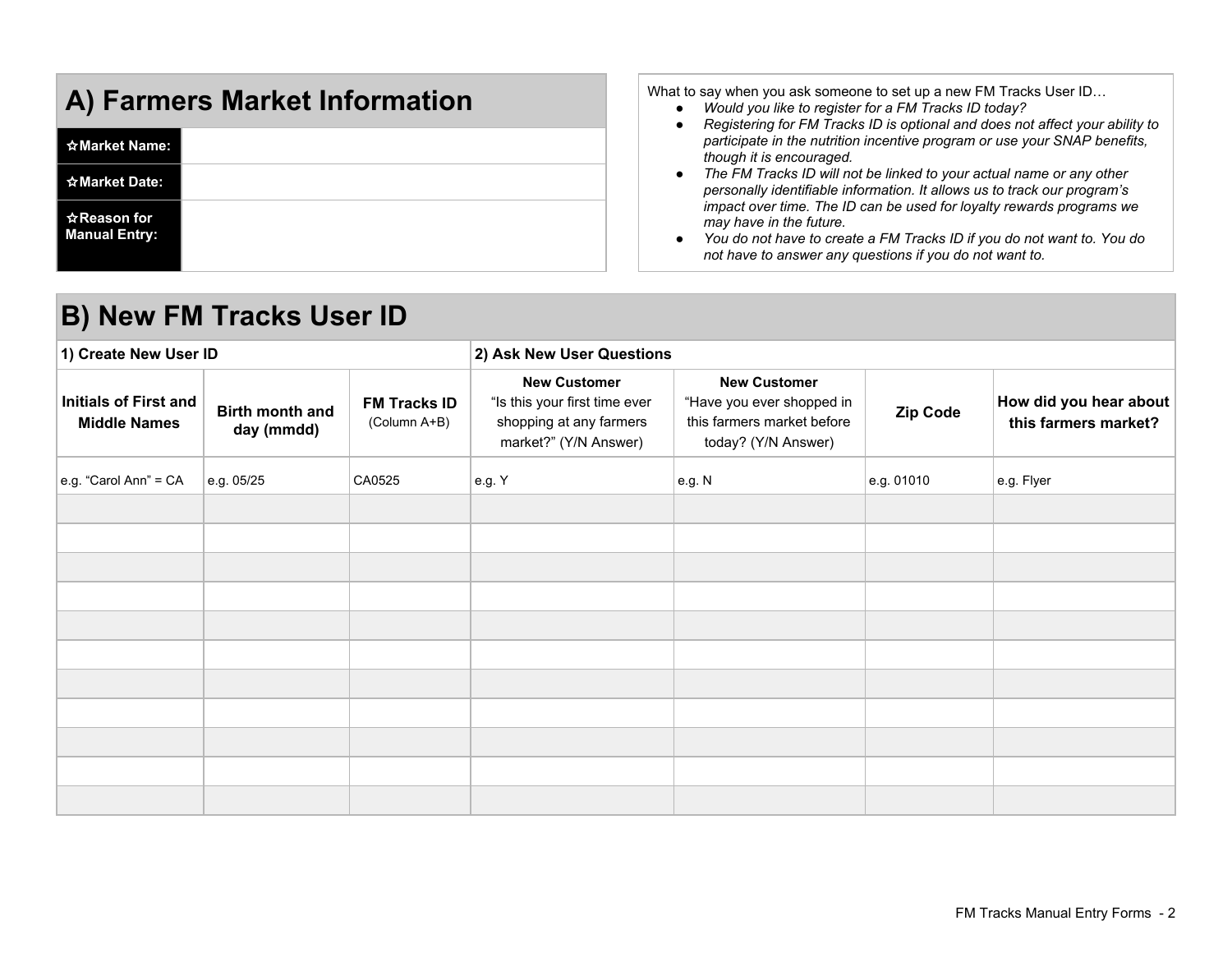## A) Farmers Market Information

| | |
|---|---|
| ☆Market Name: | |
| ☆Market Date: | |
| ☆Reason for Manual Entry: | |

What to say when you ask someone to set up a new FM Tracks User ID…

- *Would you like to register for a FM Tracks ID today?*
- *Registering for FM Tracks ID is optional and does not affect your ability to participate in the nutrition incentive program or use your SNAP benefits, though it is encouraged.*
- *The FM Tracks ID will not be linked to your actual name or any other personally identifiable information. It allows us to track our program's impact over time. The ID can be used for loyalty rewards programs we may have in the future.*
- *You do not have to create a FM Tracks ID if you do not want to. You do not have to answer any questions if you do not want to.*

## B) New FM Tracks User ID

| **1) Create New User ID** | | | **2) Ask New User Questions** | | | |
|---|---|---|---|---|---|---|
| **Initials of First and Middle Names** | **Birth month and day (mmdd)** | **FM Tracks ID** (Column A+B) | **New Customer** "Is this your first time ever shopping at any farmers market?" (Y/N Answer) | **New Customer** "Have you ever shopped in this farmers market before today? (Y/N Answer) | **Zip Code** | **How did you hear about this farmers market?** |
| e.g. "Carol Ann" = CA | e.g. 05/25 | CA0525 | e.g. Y | e.g. N | e.g. 01010 | e.g. Flyer |
| | | | | | | |
| | | | | | | |
| | | | | | | |
| | | | | | | |
| | | | | | | |
| | | | | | | |
| | | | | | | |
| | | | | | | |
| | | | | | | |
| | | | | | | |
| | | | | | | |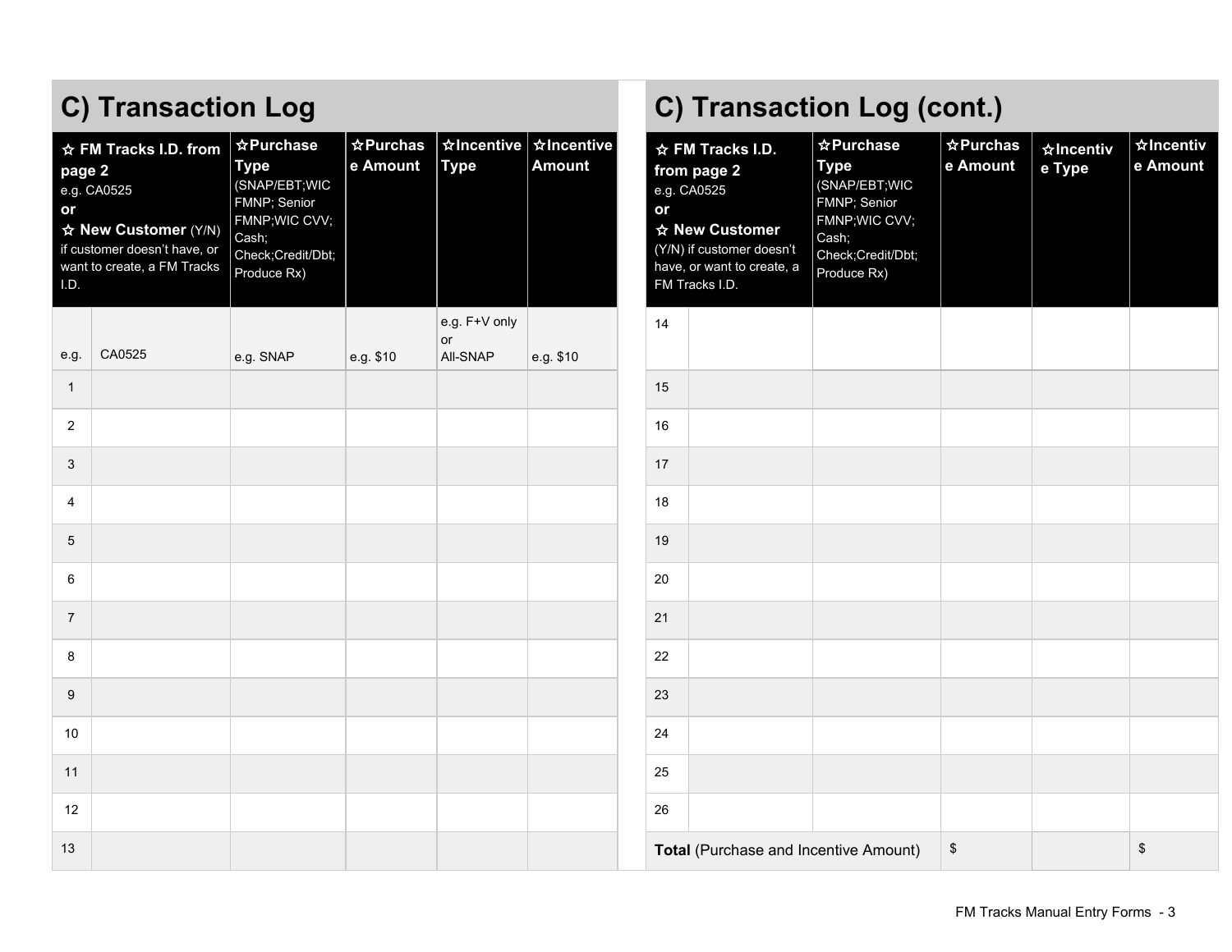## C) Transaction Log

| | ☆ FM Tracks I.D. from page 2 e.g. CA0525 **or** ☆ **New Customer** (Y/N) if customer doesn't have, or want to create, a FM Tracks I.D. | ☆**Purchase Type** (SNAP/EBT;WIC FMNP; Senior FMNP;WIC CVV; Cash; Check;Credit/Dbt; Produce Rx) | ☆**Purchase Amount** | ☆**Incentive Type** | ☆**Incentive Amount** |
|---|---|---|---|---|---|
| e.g. | CA0525 | e.g. SNAP | e.g. $10 | e.g. F+V only or All-SNAP | e.g. $10 |
| 1 | | | | | |
| 2 | | | | | |
| 3 | | | | | |
| 4 | | | | | |
| 5 | | | | | |
| 6 | | | | | |
| 7 | | | | | |
| 8 | | | | | |
| 9 | | | | | |
| 10 | | | | | |
| 11 | | | | | |
| 12 | | | | | |
| 13 | | | | | |

## C) Transaction Log (cont.)

| | ☆ FM Tracks I.D. from page 2 e.g. CA0525 **or** ☆ **New Customer** (Y/N) if customer doesn't have, or want to create, a FM Tracks I.D. | ☆**Purchase Type** (SNAP/EBT;WIC FMNP; Senior FMNP;WIC CVV; Cash; Check;Credit/Dbt; Produce Rx) | ☆**Purchase Amount** | ☆**Incentive Type** | ☆**Incentive Amount** |
|---|---|---|---|---|---|
| 14 | | | | | |
| 15 | | | | | |
| 16 | | | | | |
| 17 | | | | | |
| 18 | | | | | |
| 19 | | | | | |
| 20 | | | | | |
| 21 | | | | | |
| 22 | | | | | |
| 23 | | | | | |
| 24 | | | | | |
| 25 | | | | | |
| 26 | | | | | |
| **Total** (Purchase and Incentive Amount) | | | $ | | $ |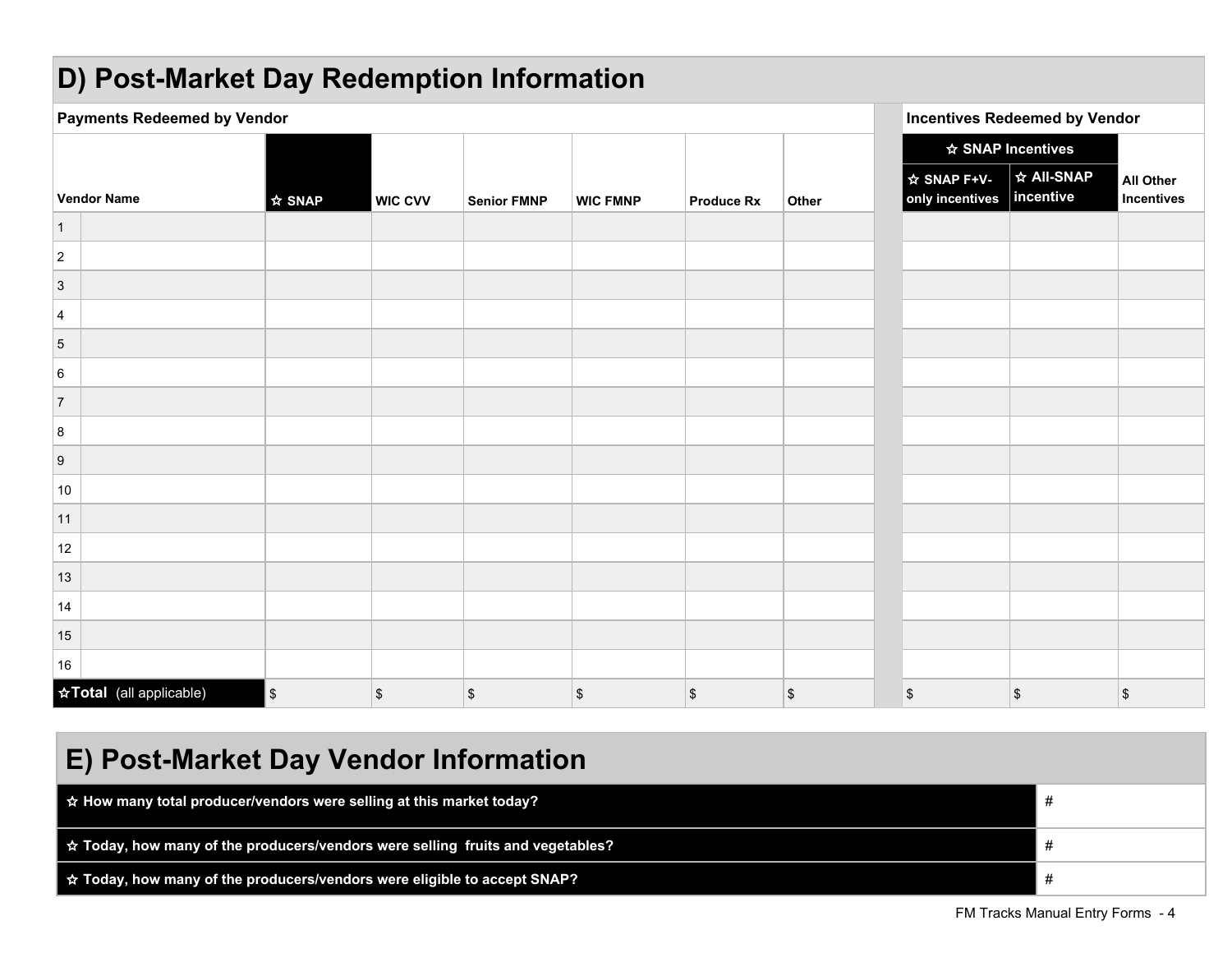## D) Post-Market Day Redemption Information

| Payments Redeemed by Vendor | | | | | | | | Incentives Redeemed by Vendor | | |
|---|---|---|---|---|---|---|---|---|---|---|
| | | | | | | | | ☆ SNAP Incentives | | |
| | Vendor Name | ☆ SNAP | WIC CVV | Senior FMNP | WIC FMNP | Produce Rx | Other | ☆ SNAP F+V-only incentives | ☆ All-SNAP incentive | All Other Incentives |
| 1 | | | | | | | | | | |
| 2 | | | | | | | | | | |
| 3 | | | | | | | | | | |
| 4 | | | | | | | | | | |
| 5 | | | | | | | | | | |
| 6 | | | | | | | | | | |
| 7 | | | | | | | | | | |
| 8 | | | | | | | | | | |
| 9 | | | | | | | | | | |
| 10 | | | | | | | | | | |
| 11 | | | | | | | | | | |
| 12 | | | | | | | | | | |
| 13 | | | | | | | | | | |
| 14 | | | | | | | | | | |
| 15 | | | | | | | | | | |
| 16 | | | | | | | | | | |
| **☆Total** (all applicable) | | $ | $ | $ | $ | $ | $ | $ | $ | $ |

## E) Post-Market Day Vendor Information

| | |
|---|---|
| ☆ How many total producer/vendors were selling at this market today? | # |
| ☆ Today, how many of the producers/vendors were selling fruits and vegetables? | # |
| ☆ Today, how many of the producers/vendors were eligible to accept SNAP? | # |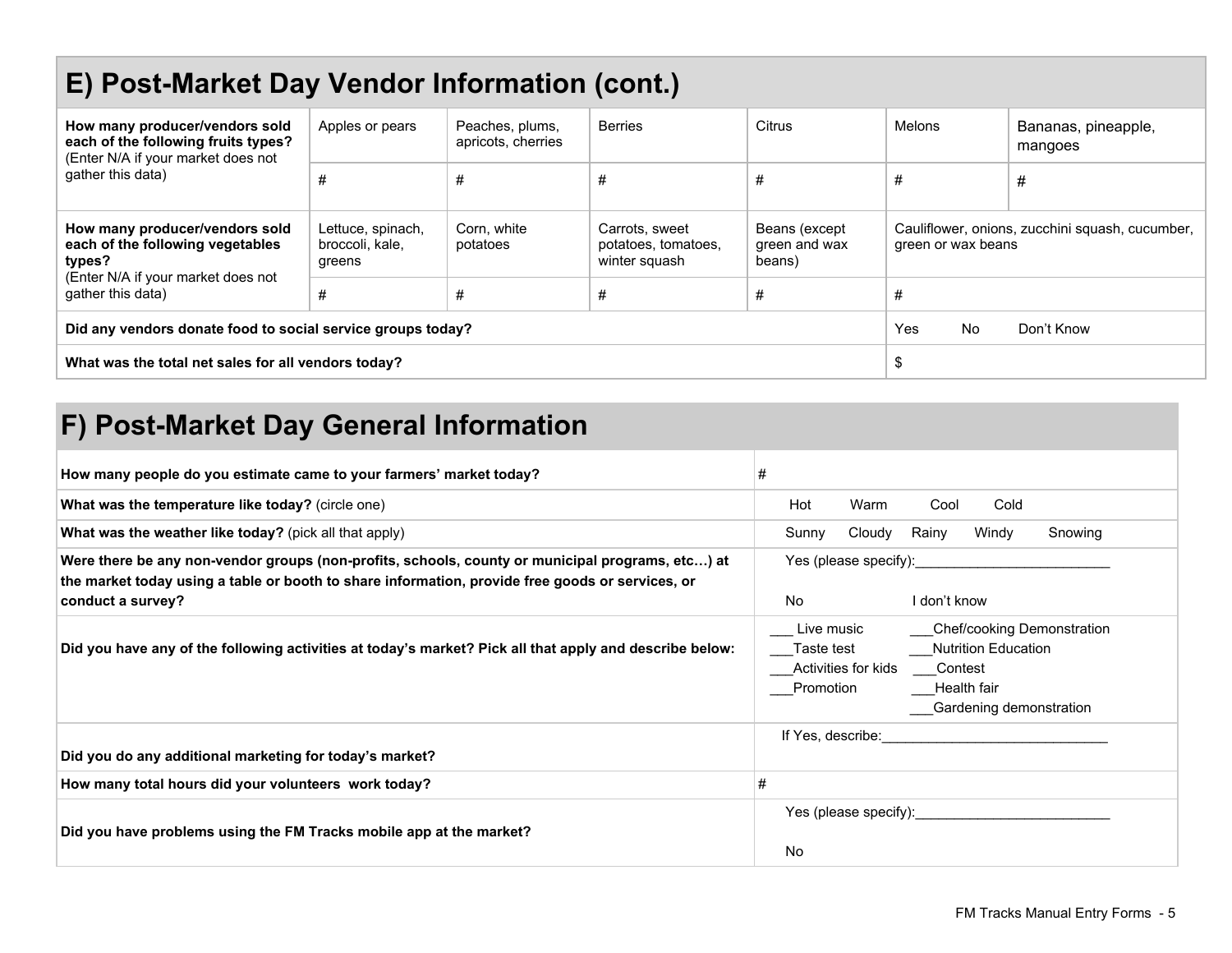## E) Post-Market Day Vendor Information (cont.)

| | | | | | | |
|---|---|---|---|---|---|---|
| **How many producer/vendors sold each of the following fruits types?** (Enter N/A if your market does not gather this data) | Apples or pears | Peaches, plums, apricots, cherries | Berries | Citrus | Melons | Bananas, pineapple, mangoes |
| | # | # | # | # | # | # |
| **How many producer/vendors sold each of the following vegetables types?** (Enter N/A if your market does not gather this data) | Lettuce, spinach, broccoli, kale, greens | Corn, white potatoes | Carrots, sweet potatoes, tomatoes, winter squash | Beans (except green and wax beans) | Cauliflower, onions, zucchini squash, cucumber, green or wax beans | |
| | # | # | # | # | # | |
| **Did any vendors donate food to social service groups today?** | | | | | Yes No Don't Know | |
| **What was the total net sales for all vendors today?** | | | | | $ | |

## F) Post-Market Day General Information

| | |
|---|---|
| **How many people do you estimate came to your farmers' market today?** | # |
| **What was the temperature like today?** (circle one) | Hot Warm Cool Cold |
| **What was the weather like today?** (pick all that apply) | Sunny Cloudy Rainy Windy Snowing |
| **Were there be any non-vendor groups (non-profits, schools, county or municipal programs, etc…) at the market today using a table or booth to share information, provide free goods or services, or conduct a survey?** | Yes (please specify):_________________________<br>No I don't know |
| **Did you have any of the following activities at today's market? Pick all that apply and describe below:** | ___ Live music ___Chef/cooking Demonstration<br>___Taste test ___Nutrition Education<br>___Activities for kids ___Contest<br>___Promotion ___Health fair<br>___Gardening demonstration |
| **Did you do any additional marketing for today's market?** | If Yes, describe:_____________________________ |
| **How many total hours did your volunteers work today?** | # |
| **Did you have problems using the FM Tracks mobile app at the market?** | Yes (please specify):_________________________<br>No |